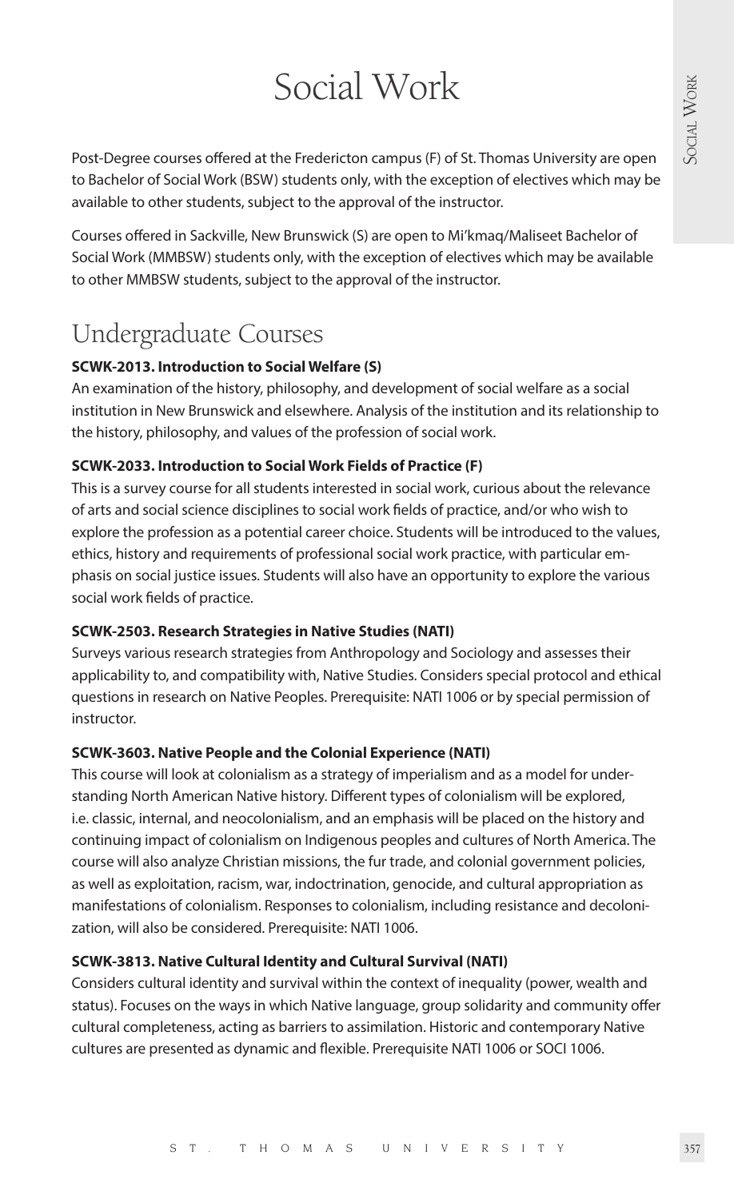# Social Work

Post-Degree courses offered at the Fredericton campus (F) of St. Thomas University are open to Bachelor of Social Work (BSW) students only, with the exception of electives which may be available to other students, subject to the approval of the instructor.

Courses offered in Sackville, New Brunswick (S) are open to Mi'kmaq/Maliseet Bachelor of Social Work (MMBSW) students only, with the exception of electives which may be available to other MMBSW students, subject to the approval of the instructor.

## Undergraduate Courses

**SCWK-2013. Introduction to Social Welfare (S)**

An examination of the history, philosophy, and development of social welfare as a social institution in New Brunswick and elsewhere. Analysis of the institution and its relationship to the history, philosophy, and values of the profession of social work.

**SCWK-2033. Introduction to Social Work Fields of Practice (F)**

This is a survey course for all students interested in social work, curious about the relevance of arts and social science disciplines to social work fields of practice, and/or who wish to explore the profession as a potential career choice. Students will be introduced to the values, ethics, history and requirements of professional social work practice, with particular emphasis on social justice issues. Students will also have an opportunity to explore the various social work fields of practice.

**SCWK-2503. Research Strategies in Native Studies (NATI)**

Surveys various research strategies from Anthropology and Sociology and assesses their applicability to, and compatibility with, Native Studies. Considers special protocol and ethical questions in research on Native Peoples. Prerequisite: NATI 1006 or by special permission of instructor.

**SCWK-3603. Native People and the Colonial Experience (NATI)**

This course will look at colonialism as a strategy of imperialism and as a model for understanding North American Native history. Different types of colonialism will be explored, i.e. classic, internal, and neocolonialism, and an emphasis will be placed on the history and continuing impact of colonialism on Indigenous peoples and cultures of North America. The course will also analyze Christian missions, the fur trade, and colonial government policies, as well as exploitation, racism, war, indoctrination, genocide, and cultural appropriation as manifestations of colonialism. Responses to colonialism, including resistance and decolonization, will also be considered. Prerequisite: NATI 1006.

**SCWK-3813. Native Cultural Identity and Cultural Survival (NATI)**

Considers cultural identity and survival within the context of inequality (power, wealth and status). Focuses on the ways in which Native language, group solidarity and community offer cultural completeness, acting as barriers to assimilation. Historic and contemporary Native cultures are presented as dynamic and flexible. Prerequisite NATI 1006 or SOCI 1006.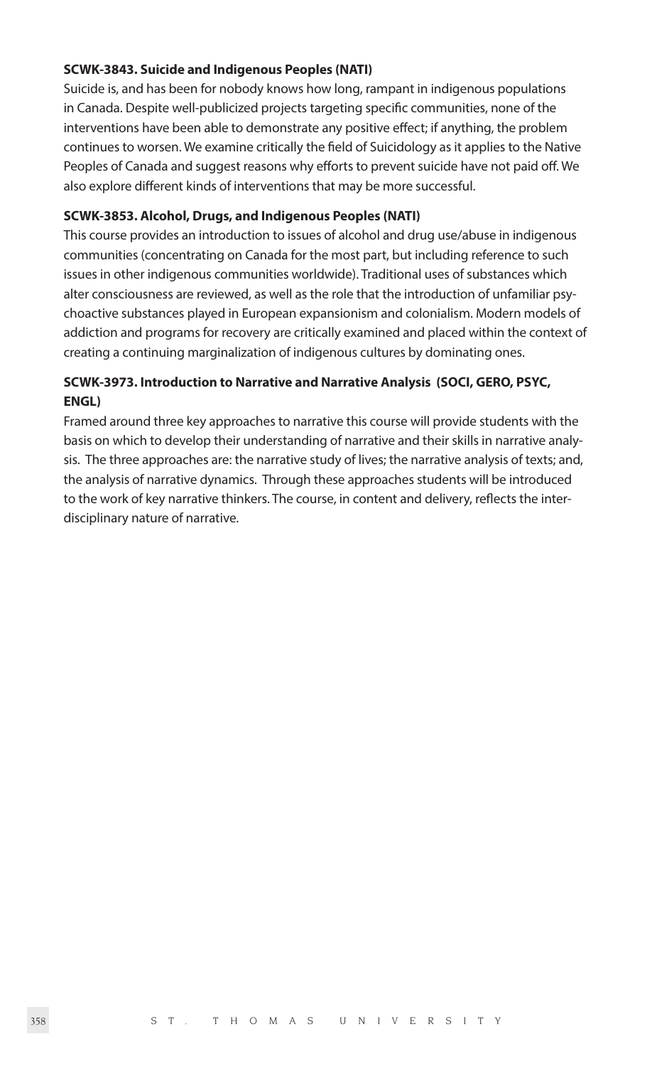**SCWK-3843. Suicide and Indigenous Peoples (NATI)**

Suicide is, and has been for nobody knows how long, rampant in indigenous populations in Canada. Despite well-publicized projects targeting specific communities, none of the interventions have been able to demonstrate any positive effect; if anything, the problem continues to worsen. We examine critically the field of Suicidology as it applies to the Native Peoples of Canada and suggest reasons why efforts to prevent suicide have not paid off. We also explore different kinds of interventions that may be more successful.

**SCWK-3853. Alcohol, Drugs, and Indigenous Peoples (NATI)**

This course provides an introduction to issues of alcohol and drug use/abuse in indigenous communities (concentrating on Canada for the most part, but including reference to such issues in other indigenous communities worldwide). Traditional uses of substances which alter consciousness are reviewed, as well as the role that the introduction of unfamiliar psychoactive substances played in European expansionism and colonialism. Modern models of addiction and programs for recovery are critically examined and placed within the context of creating a continuing marginalization of indigenous cultures by dominating ones.

**SCWK-3973. Introduction to Narrative and Narrative Analysis (SOCI, GERO, PSYC, ENGL)**

Framed around three key approaches to narrative this course will provide students with the basis on which to develop their understanding of narrative and their skills in narrative analysis. The three approaches are: the narrative study of lives; the narrative analysis of texts; and, the analysis of narrative dynamics. Through these approaches students will be introduced to the work of key narrative thinkers. The course, in content and delivery, reflects the interdisciplinary nature of narrative.